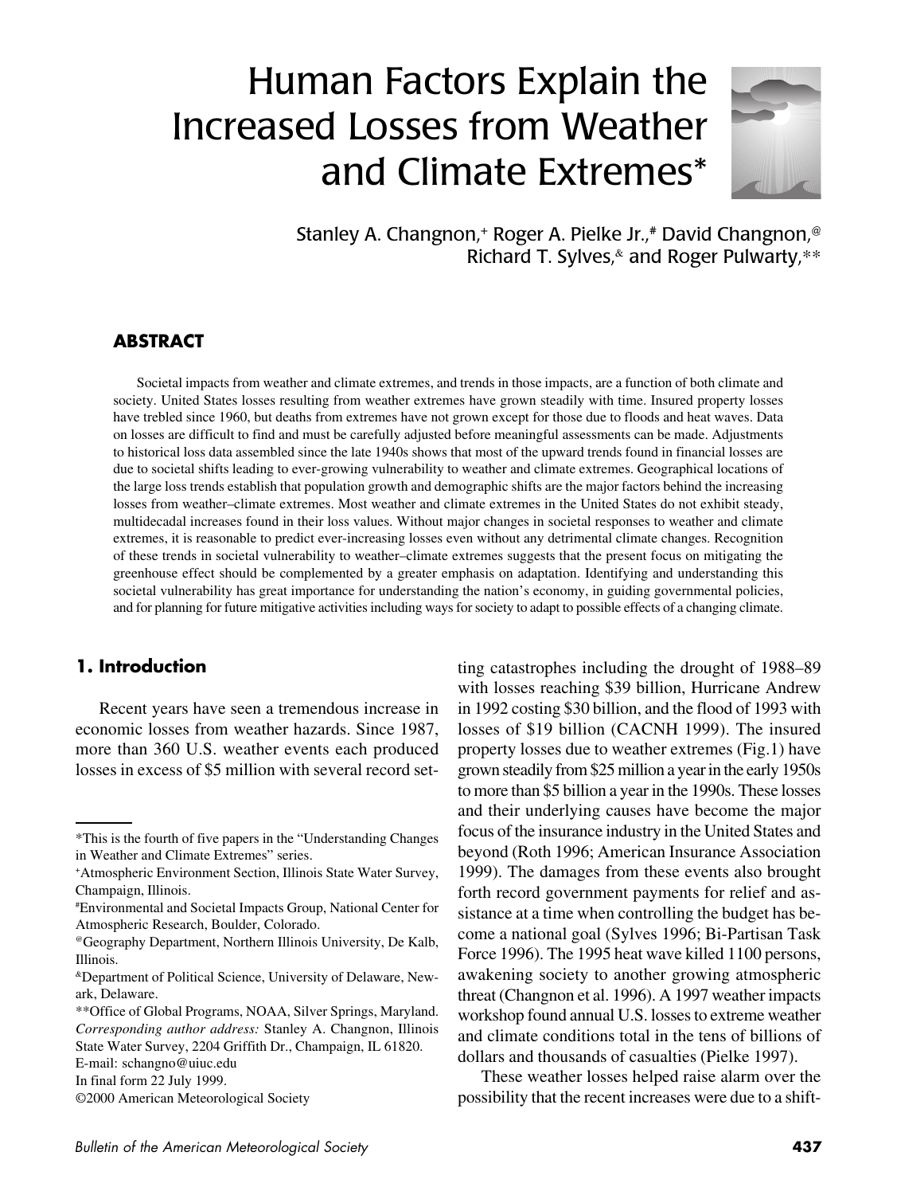# Human Factors Explain the Increased Losses from Weather and Climate Extremes*

Stanley A. Changnon,[+] Roger A. Pielke Jr.,[#] David Changnon,[@] Richard T. Sylves,[&] and Roger Pulwarty,[**]

## ABSTRACT

Societal impacts from weather and climate extremes, and trends in those impacts, are a function of both climate and society. United States losses resulting from weather extremes have grown steadily with time. Insured property losses have trebled since 1960, but deaths from extremes have not grown except for those due to floods and heat waves. Data on losses are difficult to find and must be carefully adjusted before meaningful assessments can be made. Adjustments to historical loss data assembled since the late 1940s shows that most of the upward trends found in financial losses are due to societal shifts leading to ever-growing vulnerability to weather and climate extremes. Geographical locations of the large loss trends establish that population growth and demographic shifts are the major factors behind the increasing losses from weather–climate extremes. Most weather and climate extremes in the United States do not exhibit steady, multidecadal increases found in their loss values. Without major changes in societal responses to weather and climate extremes, it is reasonable to predict ever-increasing losses even without any detrimental climate changes. Recognition of these trends in societal vulnerability to weather–climate extremes suggests that the present focus on mitigating the greenhouse effect should be complemented by a greater emphasis on adaptation. Identifying and understanding this societal vulnerability has great importance for understanding the nation's economy, in guiding governmental policies, and for planning for future mitigative activities including ways for society to adapt to possible effects of a changing climate.

## 1. Introduction

Recent years have seen a tremendous increase in economic losses from weather hazards. Since 1987, more than 360 U.S. weather events each produced losses in excess of $5 million with several record setting catastrophes including the drought of 1988–89 with losses reaching $39 billion, Hurricane Andrew in 1992 costing $30 billion, and the flood of 1993 with losses of $19 billion (CACNH 1999). The insured property losses due to weather extremes (Fig.1) have grown steadily from $25 million a year in the early 1950s to more than $5 billion a year in the 1990s. These losses and their underlying causes have become the major focus of the insurance industry in the United States and beyond (Roth 1996; American Insurance Association 1999). The damages from these events also brought forth record government payments for relief and assistance at a time when controlling the budget has become a national goal (Sylves 1996; Bi-Partisan Task Force 1996). The 1995 heat wave killed 1100 persons, awakening society to another growing atmospheric threat (Changnon et al. 1996). A 1997 weather impacts workshop found annual U.S. losses to extreme weather and climate conditions total in the tens of billions of dollars and thousands of casualties (Pielke 1997).

These weather losses helped raise alarm over the possibility that the recent increases were due to a shift-

---

*This is the fourth of five papers in the "Understanding Changes in Weather and Climate Extremes" series.

[+]Atmospheric Environment Section, Illinois State Water Survey, Champaign, Illinois.

[#]Environmental and Societal Impacts Group, National Center for Atmospheric Research, Boulder, Colorado.

[@]Geography Department, Northern Illinois University, De Kalb, Illinois.

[&]Department of Political Science, University of Delaware, Newark, Delaware.

[**]Office of Global Programs, NOAA, Silver Springs, Maryland.

*Corresponding author address:* Stanley A. Changnon, Illinois State Water Survey, 2204 Griffith Dr., Champaign, IL 61820.
E-mail: schangno@uiuc.edu

In final form 22 July 1999.

©2000 American Meteorological Society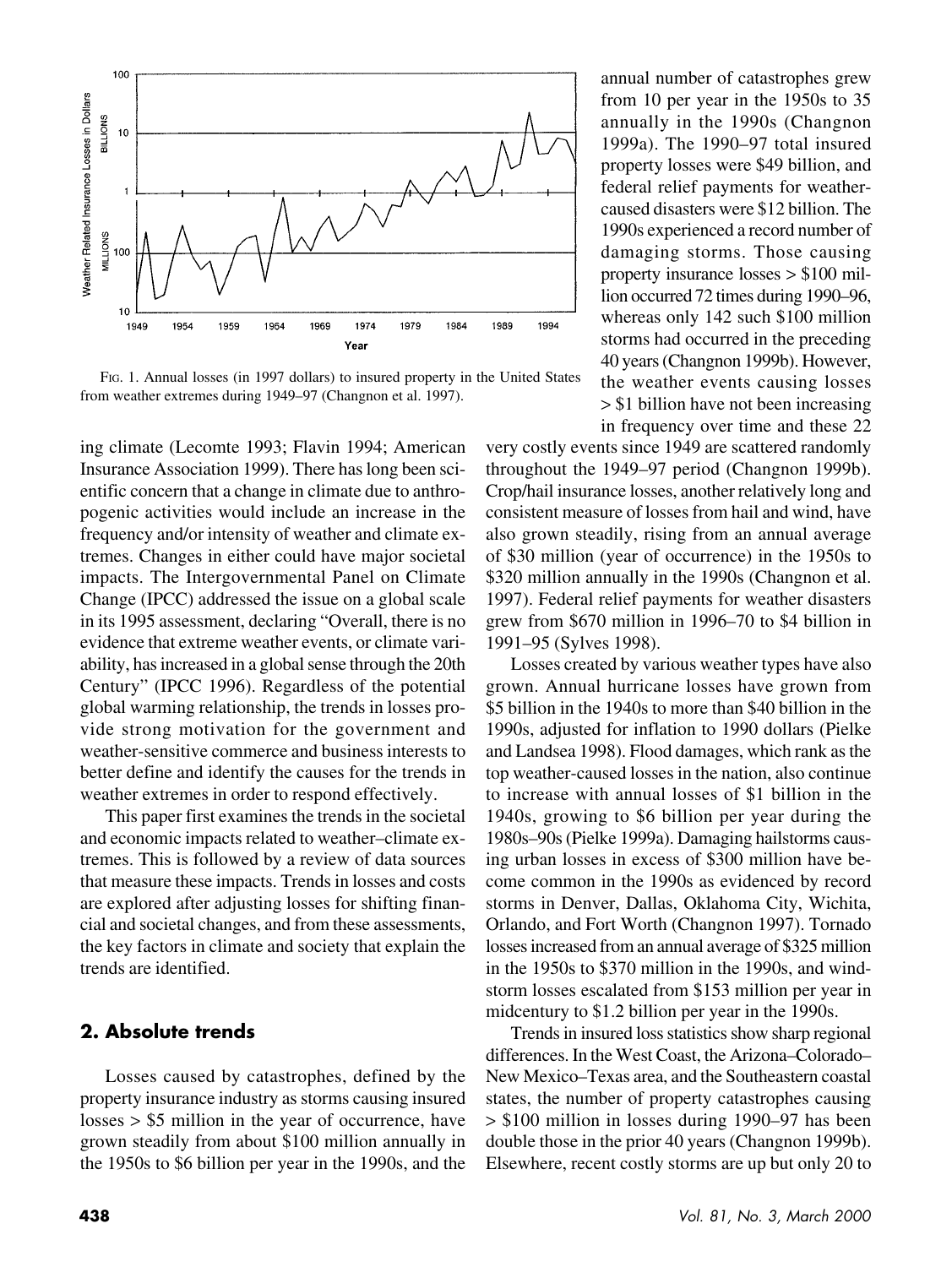FIG. 1. Annual losses (in 1997 dollars) to insured property in the United States from weather extremes during 1949–97 (Changnon et al. 1997).

ing climate (Lecomte 1993; Flavin 1994; American Insurance Association 1999). There has long been scientific concern that a change in climate due to anthropogenic activities would include an increase in the frequency and/or intensity of weather and climate extremes. Changes in either could have major societal impacts. The Intergovernmental Panel on Climate Change (IPCC) addressed the issue on a global scale in its 1995 assessment, declaring "Overall, there is no evidence that extreme weather events, or climate variability, has increased in a global sense through the 20th Century" (IPCC 1996). Regardless of the potential global warming relationship, the trends in losses provide strong motivation for the government and weather-sensitive commerce and business interests to better define and identify the causes for the trends in weather extremes in order to respond effectively.

This paper first examines the trends in the societal and economic impacts related to weather–climate extremes. This is followed by a review of data sources that measure these impacts. Trends in losses and costs are explored after adjusting losses for shifting financial and societal changes, and from these assessments, the key factors in climate and society that explain the trends are identified.

## 2. Absolute trends

Losses caused by catastrophes, defined by the property insurance industry as storms causing insured losses > $5 million in the year of occurrence, have grown steadily from about $100 million annually in the 1950s to $6 billion per year in the 1990s, and the annual number of catastrophes grew from 10 per year in the 1950s to 35 annually in the 1990s (Changnon 1999a). The 1990–97 total insured property losses were $49 billion, and federal relief payments for weather-caused disasters were $12 billion. The 1990s experienced a record number of damaging storms. Those causing property insurance losses > $100 million occurred 72 times during 1990–96, whereas only 142 such $100 million storms had occurred in the preceding 40 years (Changnon 1999b). However, the weather events causing losses > $1 billion have not been increasing in frequency over time and these 22 very costly events since 1949 are scattered randomly throughout the 1949–97 period (Changnon 1999b). Crop/hail insurance losses, another relatively long and consistent measure of losses from hail and wind, have also grown steadily, rising from an annual average of $30 million (year of occurrence) in the 1950s to $320 million annually in the 1990s (Changnon et al. 1997). Federal relief payments for weather disasters grew from $670 million in 1996–70 to $4 billion in 1991–95 (Sylves 1998).

Losses created by various weather types have also grown. Annual hurricane losses have grown from $5 billion in the 1940s to more than $40 billion in the 1990s, adjusted for inflation to 1990 dollars (Pielke and Landsea 1998). Flood damages, which rank as the top weather-caused losses in the nation, also continue to increase with annual losses of $1 billion in the 1940s, growing to $6 billion per year during the 1980s–90s (Pielke 1999a). Damaging hailstorms causing urban losses in excess of $300 million have become common in the 1990s as evidenced by record storms in Denver, Dallas, Oklahoma City, Wichita, Orlando, and Fort Worth (Changnon 1997). Tornado losses increased from an annual average of $325 million in the 1950s to $370 million in the 1990s, and windstorm losses escalated from $153 million per year in midcentury to $1.2 billion per year in the 1990s.

Trends in insured loss statistics show sharp regional differences. In the West Coast, the Arizona–Colorado–New Mexico–Texas area, and the Southeastern coastal states, the number of property catastrophes causing > $100 million in losses during 1990–97 has been double those in the prior 40 years (Changnon 1999b). Elsewhere, recent costly storms are up but only 20 to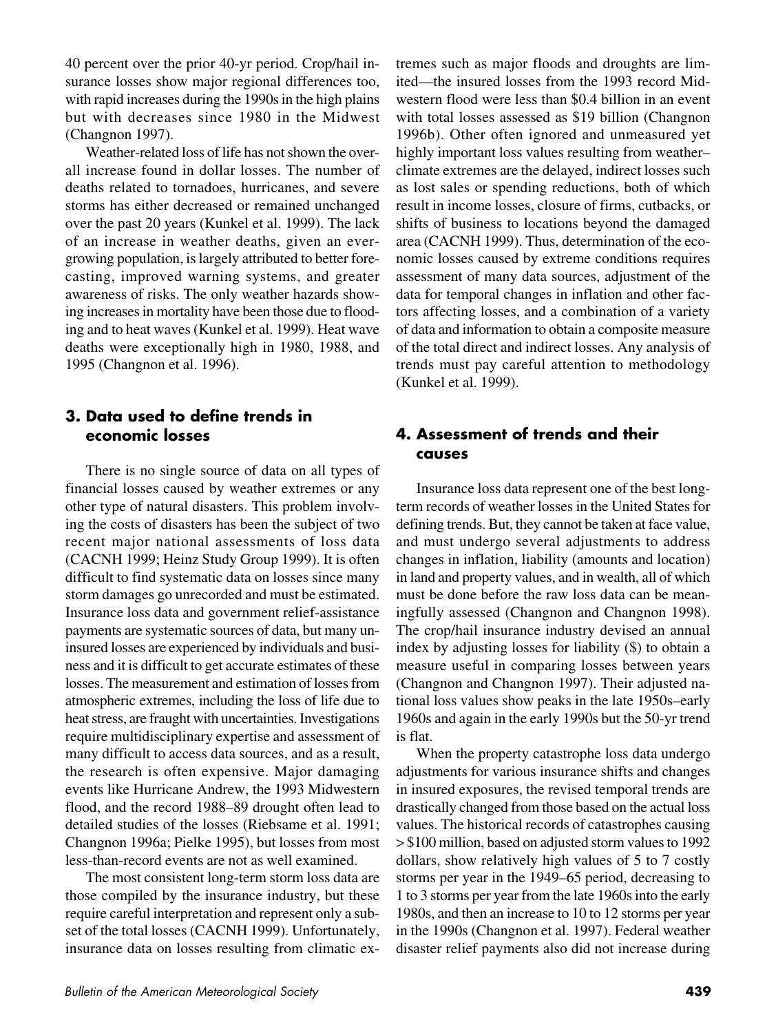40 percent over the prior 40-yr period. Crop/hail insurance losses show major regional differences too, with rapid increases during the 1990s in the high plains but with decreases since 1980 in the Midwest (Changnon 1997).

Weather-related loss of life has not shown the overall increase found in dollar losses. The number of deaths related to tornadoes, hurricanes, and severe storms has either decreased or remained unchanged over the past 20 years (Kunkel et al. 1999). The lack of an increase in weather deaths, given an ever-growing population, is largely attributed to better forecasting, improved warning systems, and greater awareness of risks. The only weather hazards showing increases in mortality have been those due to flooding and to heat waves (Kunkel et al. 1999). Heat wave deaths were exceptionally high in 1980, 1988, and 1995 (Changnon et al. 1996).

## 3. Data used to define trends in economic losses

There is no single source of data on all types of financial losses caused by weather extremes or any other type of natural disasters. This problem involving the costs of disasters has been the subject of two recent major national assessments of loss data (CACNH 1999; Heinz Study Group 1999). It is often difficult to find systematic data on losses since many storm damages go unrecorded and must be estimated. Insurance loss data and government relief-assistance payments are systematic sources of data, but many uninsured losses are experienced by individuals and business and it is difficult to get accurate estimates of these losses. The measurement and estimation of losses from atmospheric extremes, including the loss of life due to heat stress, are fraught with uncertainties. Investigations require multidisciplinary expertise and assessment of many difficult to access data sources, and as a result, the research is often expensive. Major damaging events like Hurricane Andrew, the 1993 Midwestern flood, and the record 1988–89 drought often lead to detailed studies of the losses (Riebsame et al. 1991; Changnon 1996a; Pielke 1995), but losses from most less-than-record events are not as well examined.

The most consistent long-term storm loss data are those compiled by the insurance industry, but these require careful interpretation and represent only a subset of the total losses (CACNH 1999). Unfortunately, insurance data on losses resulting from climatic extremes such as major floods and droughts are limited—the insured losses from the 1993 record Midwestern flood were less than \$0.4 billion in an event with total losses assessed as \$19 billion (Changnon 1996b). Other often ignored and unmeasured yet highly important loss values resulting from weather–climate extremes are the delayed, indirect losses such as lost sales or spending reductions, both of which result in income losses, closure of firms, cutbacks, or shifts of business to locations beyond the damaged area (CACNH 1999). Thus, determination of the economic losses caused by extreme conditions requires assessment of many data sources, adjustment of the data for temporal changes in inflation and other factors affecting losses, and a combination of a variety of data and information to obtain a composite measure of the total direct and indirect losses. Any analysis of trends must pay careful attention to methodology (Kunkel et al. 1999).

## 4. Assessment of trends and their causes

Insurance loss data represent one of the best long-term records of weather losses in the United States for defining trends. But, they cannot be taken at face value, and must undergo several adjustments to address changes in inflation, liability (amounts and location) in land and property values, and in wealth, all of which must be done before the raw loss data can be meaningfully assessed (Changnon and Changnon 1998). The crop/hail insurance industry devised an annual index by adjusting losses for liability (\$) to obtain a measure useful in comparing losses between years (Changnon and Changnon 1997). Their adjusted national loss values show peaks in the late 1950s–early 1960s and again in the early 1990s but the 50-yr trend is flat.

When the property catastrophe loss data undergo adjustments for various insurance shifts and changes in insured exposures, the revised temporal trends are drastically changed from those based on the actual loss values. The historical records of catastrophes causing > \$100 million, based on adjusted storm values to 1992 dollars, show relatively high values of 5 to 7 costly storms per year in the 1949–65 period, decreasing to 1 to 3 storms per year from the late 1960s into the early 1980s, and then an increase to 10 to 12 storms per year in the 1990s (Changnon et al. 1997). Federal weather disaster relief payments also did not increase during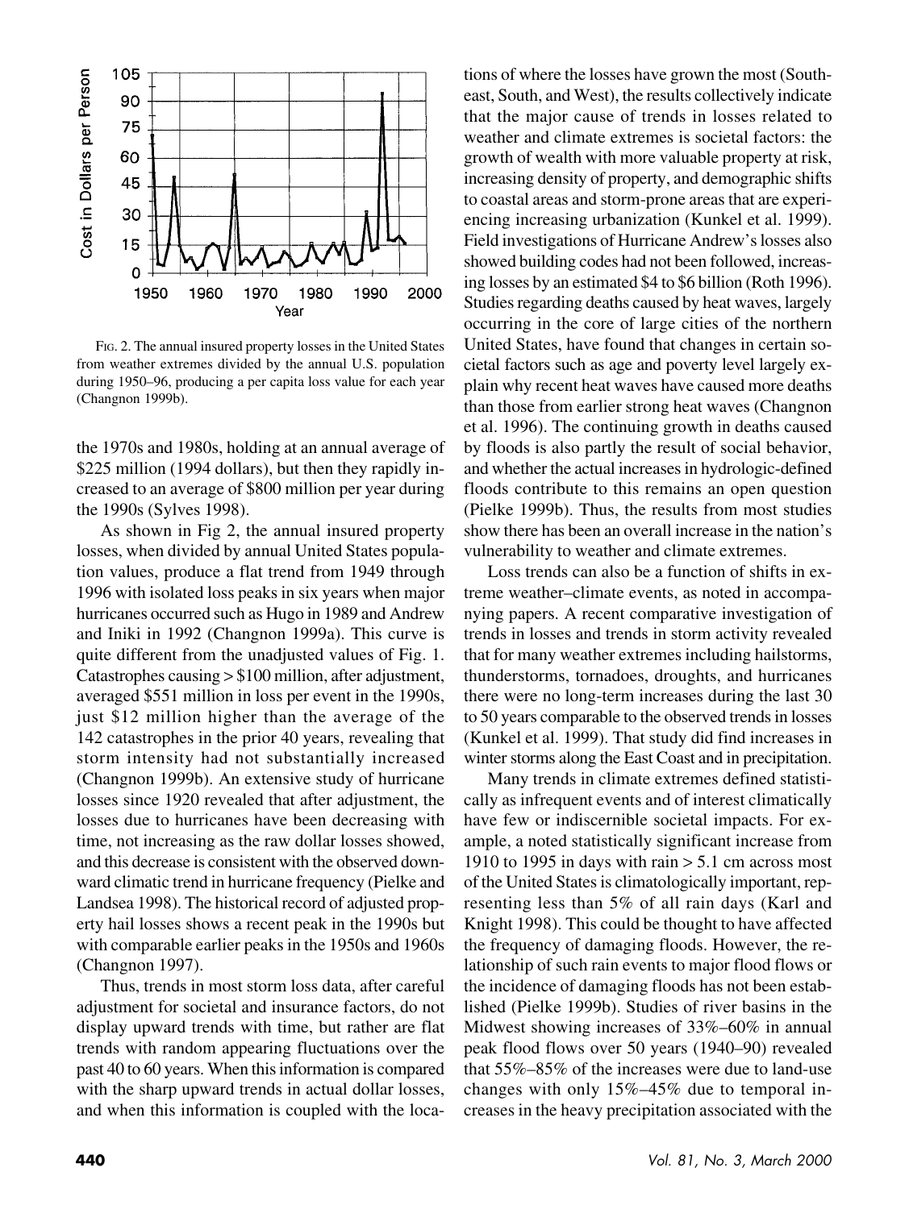FIG. 2. The annual insured property losses in the United States from weather extremes divided by the annual U.S. population during 1950–96, producing a per capita loss value for each year (Changnon 1999b).

the 1970s and 1980s, holding at an annual average of $225 million (1994 dollars), but then they rapidly increased to an average of $800 million per year during the 1990s (Sylves 1998).

As shown in Fig 2, the annual insured property losses, when divided by annual United States population values, produce a flat trend from 1949 through 1996 with isolated loss peaks in six years when major hurricanes occurred such as Hugo in 1989 and Andrew and Iniki in 1992 (Changnon 1999a). This curve is quite different from the unadjusted values of Fig. 1. Catastrophes causing > $100 million, after adjustment, averaged $551 million in loss per event in the 1990s, just $12 million higher than the average of the 142 catastrophes in the prior 40 years, revealing that storm intensity had not substantially increased (Changnon 1999b). An extensive study of hurricane losses since 1920 revealed that after adjustment, the losses due to hurricanes have been decreasing with time, not increasing as the raw dollar losses showed, and this decrease is consistent with the observed downward climatic trend in hurricane frequency (Pielke and Landsea 1998). The historical record of adjusted property hail losses shows a recent peak in the 1990s but with comparable earlier peaks in the 1950s and 1960s (Changnon 1997).

Thus, trends in most storm loss data, after careful adjustment for societal and insurance factors, do not display upward trends with time, but rather are flat trends with random appearing fluctuations over the past 40 to 60 years. When this information is compared with the sharp upward trends in actual dollar losses, and when this information is coupled with the locations of where the losses have grown the most (Southeast, South, and West), the results collectively indicate that the major cause of trends in losses related to weather and climate extremes is societal factors: the growth of wealth with more valuable property at risk, increasing density of property, and demographic shifts to coastal areas and storm-prone areas that are experiencing increasing urbanization (Kunkel et al. 1999). Field investigations of Hurricane Andrew's losses also showed building codes had not been followed, increasing losses by an estimated $4 to $6 billion (Roth 1996). Studies regarding deaths caused by heat waves, largely occurring in the core of large cities of the northern United States, have found that changes in certain societal factors such as age and poverty level largely explain why recent heat waves have caused more deaths than those from earlier strong heat waves (Changnon et al. 1996). The continuing growth in deaths caused by floods is also partly the result of social behavior, and whether the actual increases in hydrologic-defined floods contribute to this remains an open question (Pielke 1999b). Thus, the results from most studies show there has been an overall increase in the nation's vulnerability to weather and climate extremes.

Loss trends can also be a function of shifts in extreme weather–climate events, as noted in accompanying papers. A recent comparative investigation of trends in losses and trends in storm activity revealed that for many weather extremes including hailstorms, thunderstorms, tornadoes, droughts, and hurricanes there were no long-term increases during the last 30 to 50 years comparable to the observed trends in losses (Kunkel et al. 1999). That study did find increases in winter storms along the East Coast and in precipitation.

Many trends in climate extremes defined statistically as infrequent events and of interest climatically have few or indiscernible societal impacts. For example, a noted statistically significant increase from 1910 to 1995 in days with rain > 5.1 cm across most of the United States is climatologically important, representing less than 5% of all rain days (Karl and Knight 1998). This could be thought to have affected the frequency of damaging floods. However, the relationship of such rain events to major flood flows or the incidence of damaging floods has not been established (Pielke 1999b). Studies of river basins in the Midwest showing increases of 33%–60% in annual peak flood flows over 50 years (1940–90) revealed that 55%–85% of the increases were due to land-use changes with only 15%–45% due to temporal increases in the heavy precipitation associated with the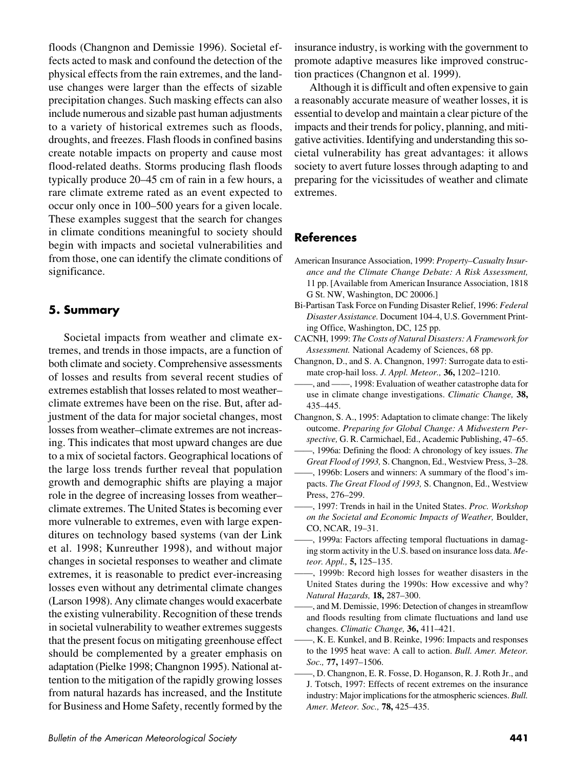floods (Changnon and Demissie 1996). Societal effects acted to mask and confound the detection of the physical effects from the rain extremes, and the land-use changes were larger than the effects of sizable precipitation changes. Such masking effects can also include numerous and sizable past human adjustments to a variety of historical extremes such as floods, droughts, and freezes. Flash floods in confined basins create notable impacts on property and cause most flood-related deaths. Storms producing flash floods typically produce 20–45 cm of rain in a few hours, a rare climate extreme rated as an event expected to occur only once in 100–500 years for a given locale. These examples suggest that the search for changes in climate conditions meaningful to society should begin with impacts and societal vulnerabilities and from those, one can identify the climate conditions of significance.

## 5. Summary

Societal impacts from weather and climate extremes, and trends in those impacts, are a function of both climate and society. Comprehensive assessments of losses and results from several recent studies of extremes establish that losses related to most weather–climate extremes have been on the rise. But, after adjustment of the data for major societal changes, most losses from weather–climate extremes are not increasing. This indicates that most upward changes are due to a mix of societal factors. Geographical locations of the large loss trends further reveal that population growth and demographic shifts are playing a major role in the degree of increasing losses from weather–climate extremes. The United States is becoming ever more vulnerable to extremes, even with large expenditures on technology based systems (van der Link et al. 1998; Kunreuther 1998), and without major changes in societal responses to weather and climate extremes, it is reasonable to predict ever-increasing losses even without any detrimental climate changes (Larson 1998). Any climate changes would exacerbate the existing vulnerability. Recognition of these trends in societal vulnerability to weather extremes suggests that the present focus on mitigating greenhouse effect should be complemented by a greater emphasis on adaptation (Pielke 1998; Changnon 1995). National attention to the mitigation of the rapidly growing losses from natural hazards has increased, and the Institute for Business and Home Safety, recently formed by the insurance industry, is working with the government to promote adaptive measures like improved construction practices (Changnon et al. 1999).

Although it is difficult and often expensive to gain a reasonably accurate measure of weather losses, it is essential to develop and maintain a clear picture of the impacts and their trends for policy, planning, and mitigative activities. Identifying and understanding this societal vulnerability has great advantages: it allows society to avert future losses through adapting to and preparing for the vicissitudes of weather and climate extremes.

## References

American Insurance Association, 1999: *Property–Casualty Insurance and the Climate Change Debate: A Risk Assessment,* 11 pp. [Available from American Insurance Association, 1818 G St. NW, Washington, DC 20006.]

Bi-Partisan Task Force on Funding Disaster Relief, 1996: *Federal Disaster Assistance.* Document 104-4, U.S. Government Printing Office, Washington, DC, 125 pp.

CACNH, 1999: *The Costs of Natural Disasters: A Framework for Assessment.* National Academy of Sciences, 68 pp.

Changnon, D., and S. A. Changnon, 1997: Surrogate data to estimate crop-hail loss. *J. Appl. Meteor.,* **36,** 1202–1210.

——, and ——, 1998: Evaluation of weather catastrophe data for use in climate change investigations. *Climatic Change,* **38,** 435–445.

Changnon, S. A., 1995: Adaptation to climate change: The likely outcome. *Preparing for Global Change: A Midwestern Perspective,* G. R. Carmichael, Ed., Academic Publishing, 47–65.

——, 1996a: Defining the flood: A chronology of key issues. *The Great Flood of 1993,* S. Changnon, Ed., Westview Press, 3–28.

——, 1996b: Losers and winners: A summary of the flood's impacts. *The Great Flood of 1993,* S. Changnon, Ed., Westview Press, 276–299.

——, 1997: Trends in hail in the United States. *Proc. Workshop on the Societal and Economic Impacts of Weather,* Boulder, CO, NCAR, 19–31.

——, 1999a: Factors affecting temporal fluctuations in damaging storm activity in the U.S. based on insurance loss data. *Meteor. Appl.,* **5,** 125–135.

——, 1999b: Record high losses for weather disasters in the United States during the 1990s: How excessive and why? *Natural Hazards,* **18,** 287–300.

——, and M. Demissie, 1996: Detection of changes in streamflow and floods resulting from climate fluctuations and land use changes. *Climatic Change,* **36,** 411–421.

——, K. E. Kunkel, and B. Reinke, 1996: Impacts and responses to the 1995 heat wave: A call to action. *Bull. Amer. Meteor. Soc.,* **77,** 1497–1506.

——, D. Changnon, E. R. Fosse, D. Hoganson, R. J. Roth Jr., and J. Totsch, 1997: Effects of recent extremes on the insurance industry: Major implications for the atmospheric sciences. *Bull. Amer. Meteor. Soc.,* **78,** 425–435.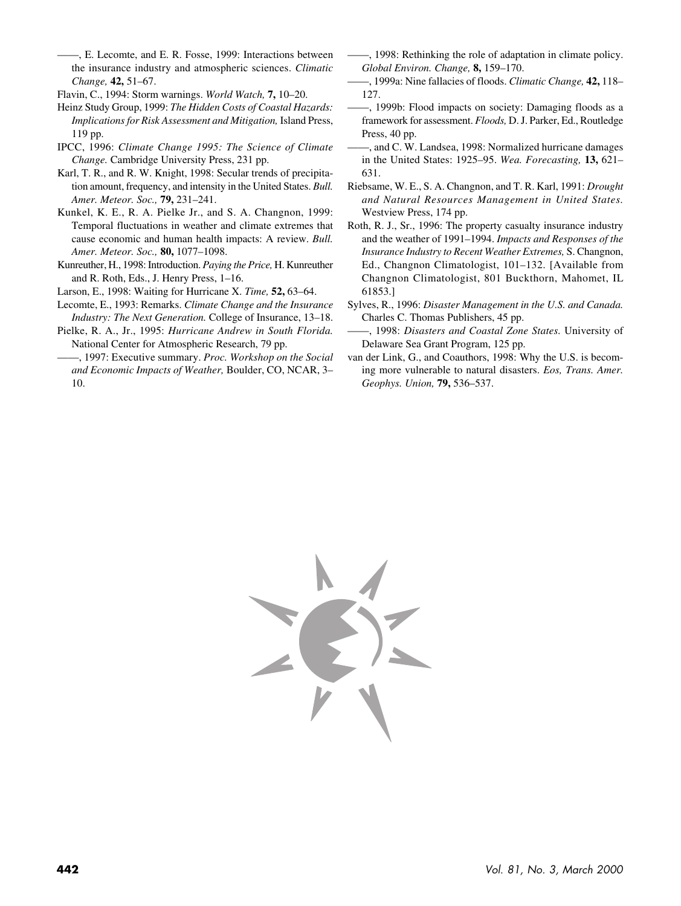——, E. Lecomte, and E. R. Fosse, 1999: Interactions between the insurance industry and atmospheric sciences. *Climatic Change,* **42,** 51–67.

Flavin, C., 1994: Storm warnings. *World Watch,* **7,** 10–20.

Heinz Study Group, 1999: *The Hidden Costs of Coastal Hazards: Implications for Risk Assessment and Mitigation,* Island Press, 119 pp.

IPCC, 1996: *Climate Change 1995: The Science of Climate Change.* Cambridge University Press, 231 pp.

Karl, T. R., and R. W. Knight, 1998: Secular trends of precipitation amount, frequency, and intensity in the United States. *Bull. Amer. Meteor. Soc.,* **79,** 231–241.

Kunkel, K. E., R. A. Pielke Jr., and S. A. Changnon, 1999: Temporal fluctuations in weather and climate extremes that cause economic and human health impacts: A review. *Bull. Amer. Meteor. Soc.,* **80,** 1077–1098.

Kunreuther, H., 1998: Introduction. *Paying the Price,* H. Kunreuther and R. Roth, Eds., J. Henry Press, 1–16.

Larson, E., 1998: Waiting for Hurricane X. *Time,* **52,** 63–64.

Lecomte, E., 1993: Remarks. *Climate Change and the Insurance Industry: The Next Generation.* College of Insurance, 13–18.

Pielke, R. A., Jr., 1995: *Hurricane Andrew in South Florida.* National Center for Atmospheric Research, 79 pp.

——, 1997: Executive summary. *Proc. Workshop on the Social and Economic Impacts of Weather,* Boulder, CO, NCAR, 3–10.

——, 1998: Rethinking the role of adaptation in climate policy. *Global Environ. Change,* **8,** 159–170.

——, 1999a: Nine fallacies of floods. *Climatic Change,* **42,** 118–127.

——, 1999b: Flood impacts on society: Damaging floods as a framework for assessment. *Floods,* D. J. Parker, Ed., Routledge Press, 40 pp.

——, and C. W. Landsea, 1998: Normalized hurricane damages in the United States: 1925–95. *Wea. Forecasting,* **13,** 621–631.

Riebsame, W. E., S. A. Changnon, and T. R. Karl, 1991: *Drought and Natural Resources Management in United States.* Westview Press, 174 pp.

Roth, R. J., Sr., 1996: The property casualty insurance industry and the weather of 1991–1994. *Impacts and Responses of the Insurance Industry to Recent Weather Extremes,* S. Changnon, Ed., Changnon Climatologist, 101–132. [Available from Changnon Climatologist, 801 Buckthorn, Mahomet, IL 61853.]

Sylves, R., 1996: *Disaster Management in the U.S. and Canada.* Charles C. Thomas Publishers, 45 pp.

——, 1998: *Disasters and Coastal Zone States.* University of Delaware Sea Grant Program, 125 pp.

van der Link, G., and Coauthors, 1998: Why the U.S. is becoming more vulnerable to natural disasters. *Eos, Trans. Amer. Geophys. Union,* **79,** 536–537.